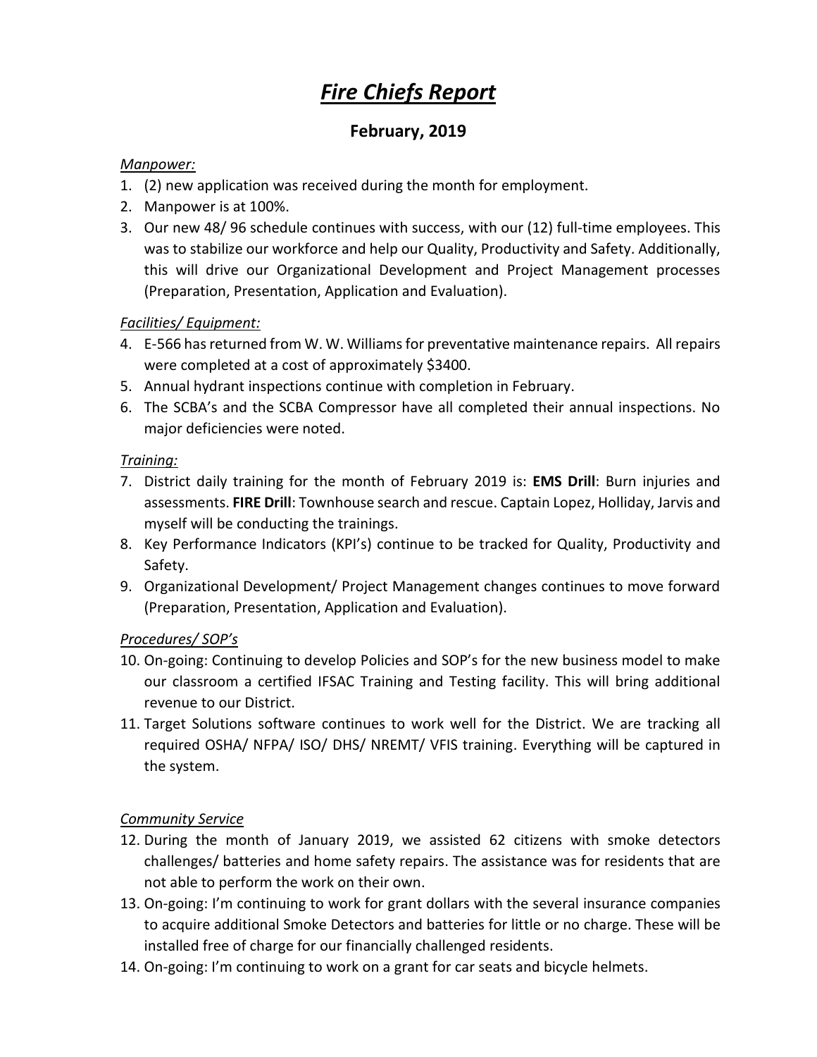# ***Fire Chiefs Report***

## **February, 2019**

*Manpower:*

1. (2) new application was received during the month for employment.
2. Manpower is at 100%.
3. Our new 48/ 96 schedule continues with success, with our (12) full-time employees. This was to stabilize our workforce and help our Quality, Productivity and Safety. Additionally, this will drive our Organizational Development and Project Management processes (Preparation, Presentation, Application and Evaluation).

*Facilities/ Equipment:*

4. E-566 has returned from W. W. Williams for preventative maintenance repairs. All repairs were completed at a cost of approximately $3400.
5. Annual hydrant inspections continue with completion in February.
6. The SCBA's and the SCBA Compressor have all completed their annual inspections. No major deficiencies were noted.

*Training:*

7. District daily training for the month of February 2019 is: **EMS Drill**: Burn injuries and assessments. **FIRE Drill**: Townhouse search and rescue. Captain Lopez, Holliday, Jarvis and myself will be conducting the trainings.
8. Key Performance Indicators (KPI's) continue to be tracked for Quality, Productivity and Safety.
9. Organizational Development/ Project Management changes continues to move forward (Preparation, Presentation, Application and Evaluation).

*Procedures/ SOP's*

10. On-going: Continuing to develop Policies and SOP's for the new business model to make our classroom a certified IFSAC Training and Testing facility. This will bring additional revenue to our District.
11. Target Solutions software continues to work well for the District. We are tracking all required OSHA/ NFPA/ ISO/ DHS/ NREMT/ VFIS training. Everything will be captured in the system.

*Community Service*

12. During the month of January 2019, we assisted 62 citizens with smoke detectors challenges/ batteries and home safety repairs. The assistance was for residents that are not able to perform the work on their own.
13. On-going: I'm continuing to work for grant dollars with the several insurance companies to acquire additional Smoke Detectors and batteries for little or no charge. These will be installed free of charge for our financially challenged residents.
14. On-going: I'm continuing to work on a grant for car seats and bicycle helmets.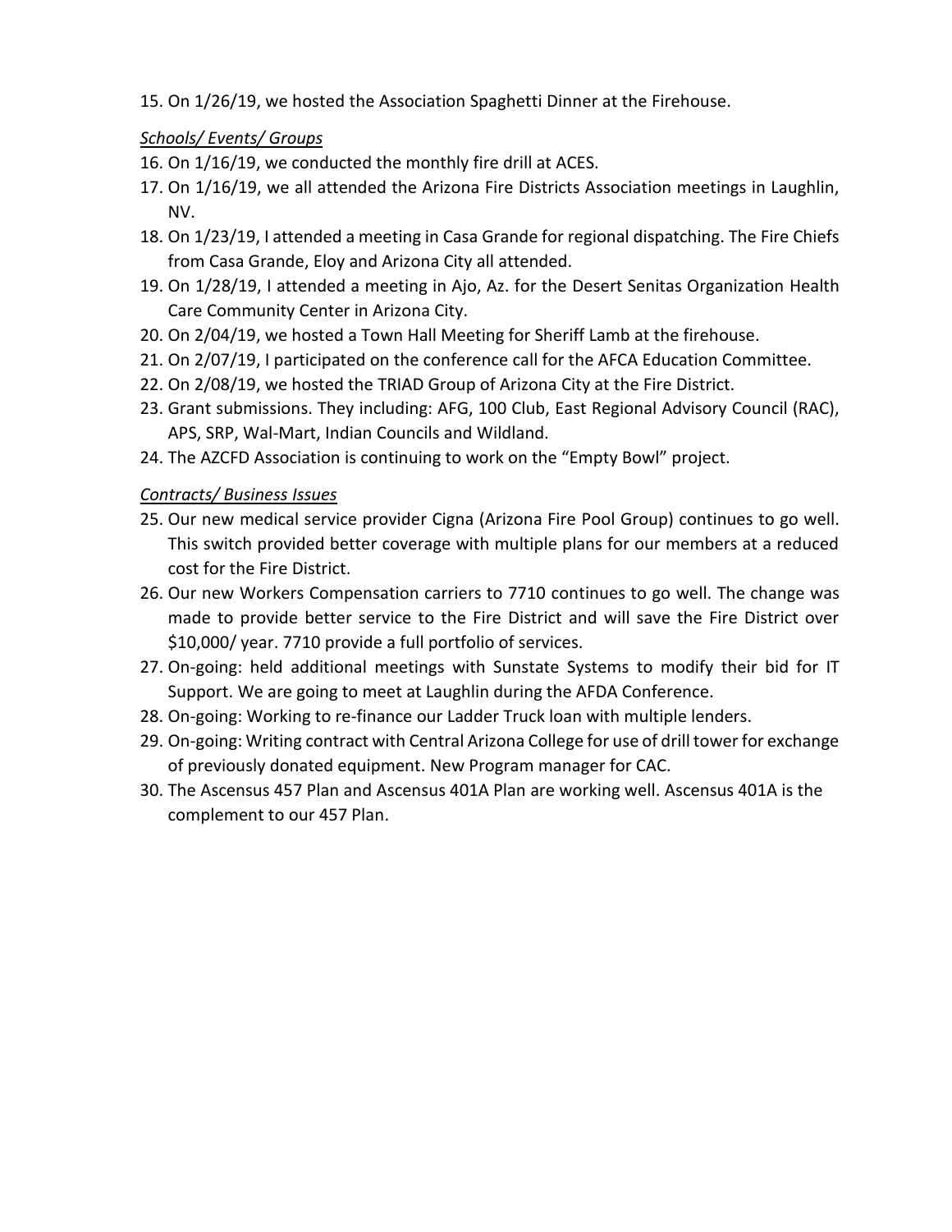15. On 1/26/19, we hosted the Association Spaghetti Dinner at the Firehouse.

*Schools/ Events/ Groups*

16. On 1/16/19, we conducted the monthly fire drill at ACES.
17. On 1/16/19, we all attended the Arizona Fire Districts Association meetings in Laughlin, NV.
18. On 1/23/19, I attended a meeting in Casa Grande for regional dispatching. The Fire Chiefs from Casa Grande, Eloy and Arizona City all attended.
19. On 1/28/19, I attended a meeting in Ajo, Az. for the Desert Senitas Organization Health Care Community Center in Arizona City.
20. On 2/04/19, we hosted a Town Hall Meeting for Sheriff Lamb at the firehouse.
21. On 2/07/19, I participated on the conference call for the AFCA Education Committee.
22. On 2/08/19, we hosted the TRIAD Group of Arizona City at the Fire District.
23. Grant submissions. They including: AFG, 100 Club, East Regional Advisory Council (RAC), APS, SRP, Wal-Mart, Indian Councils and Wildland.
24. The AZCFD Association is continuing to work on the "Empty Bowl" project.

*Contracts/ Business Issues*

25. Our new medical service provider Cigna (Arizona Fire Pool Group) continues to go well. This switch provided better coverage with multiple plans for our members at a reduced cost for the Fire District.
26. Our new Workers Compensation carriers to 7710 continues to go well. The change was made to provide better service to the Fire District and will save the Fire District over $10,000/ year. 7710 provide a full portfolio of services.
27. On-going: held additional meetings with Sunstate Systems to modify their bid for IT Support. We are going to meet at Laughlin during the AFDA Conference.
28. On-going: Working to re-finance our Ladder Truck loan with multiple lenders.
29. On-going: Writing contract with Central Arizona College for use of drill tower for exchange of previously donated equipment. New Program manager for CAC.
30. The Ascensus 457 Plan and Ascensus 401A Plan are working well. Ascensus 401A is the complement to our 457 Plan.